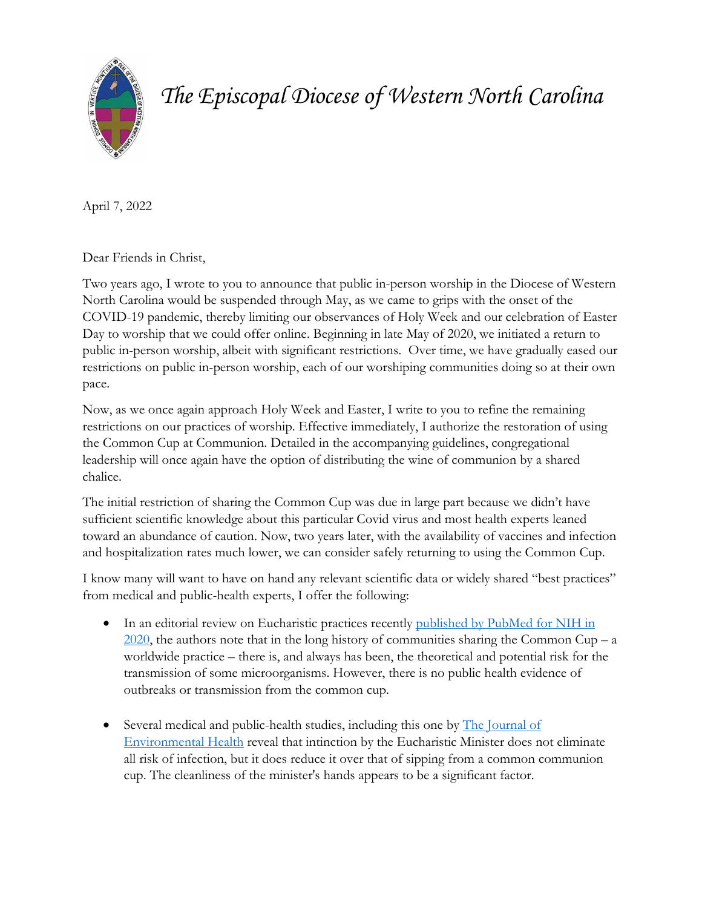# *The Episcopal Diocese of Western North Carolina*

April 7, 2022

Dear Friends in Christ,

Two years ago, I wrote to you to announce that public in-person worship in the Diocese of Western North Carolina would be suspended through May, as we came to grips with the onset of the COVID-19 pandemic, thereby limiting our observances of Holy Week and our celebration of Easter Day to worship that we could offer online. Beginning in late May of 2020, we initiated a return to public in-person worship, albeit with significant restrictions. Over time, we have gradually eased our restrictions on public in-person worship, each of our worshiping communities doing so at their own pace.

Now, as we once again approach Holy Week and Easter, I write to you to refine the remaining restrictions on our practices of worship. Effective immediately, I authorize the restoration of using the Common Cup at Communion. Detailed in the accompanying guidelines, congregational leadership will once again have the option of distributing the wine of communion by a shared chalice.

The initial restriction of sharing the Common Cup was due in large part because we didn't have sufficient scientific knowledge about this particular Covid virus and most health experts leaned toward an abundance of caution. Now, two years later, with the availability of vaccines and infection and hospitalization rates much lower, we can consider safely returning to using the Common Cup.

I know many will want to have on hand any relevant scientific data or widely shared "best practices" from medical and public-health experts, I offer the following:

- In an editorial review on Eucharistic practices recently [published by PubMed for NIH in 2020](), the authors note that in the long history of communities sharing the Common Cup – a worldwide practice – there is, and always has been, the theoretical and potential risk for the transmission of some microorganisms. However, there is no public health evidence of outbreaks or transmission from the common cup.

- Several medical and public-health studies, including this one by [The Journal of Environmental Health]() reveal that intinction by the Eucharistic Minister does not eliminate all risk of infection, but it does reduce it over that of sipping from a common communion cup. The cleanliness of the minister's hands appears to be a significant factor.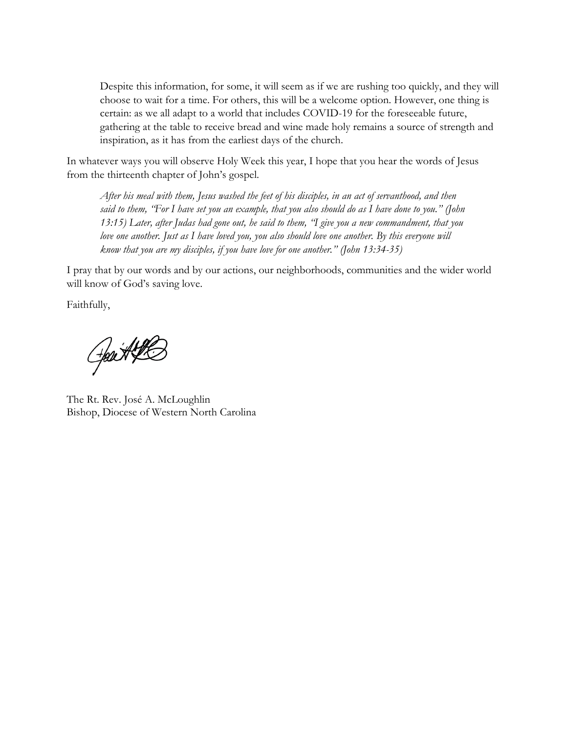> Despite this information, for some, it will seem as if we are rushing too quickly, and they will choose to wait for a time. For others, this will be a welcome option. However, one thing is certain: as we all adapt to a world that includes COVID-19 for the foreseeable future, gathering at the table to receive bread and wine made holy remains a source of strength and inspiration, as it has from the earliest days of the church.

In whatever ways you will observe Holy Week this year, I hope that you hear the words of Jesus from the thirteenth chapter of John's gospel.

> *After his meal with them, Jesus washed the feet of his disciples, in an act of servanthood, and then said to them, "For I have set you an example, that you also should do as I have done to you." (John 13:15) Later, after Judas had gone out, he said to them, "I give you a new commandment, that you love one another. Just as I have loved you, you also should love one another. By this everyone will know that you are my disciples, if you have love for one another." (John 13:34-35)*

I pray that by our words and by our actions, our neighborhoods, communities and the wider world will know of God's saving love.

Faithfully,

The Rt. Rev. José A. McLoughlin
Bishop, Diocese of Western North Carolina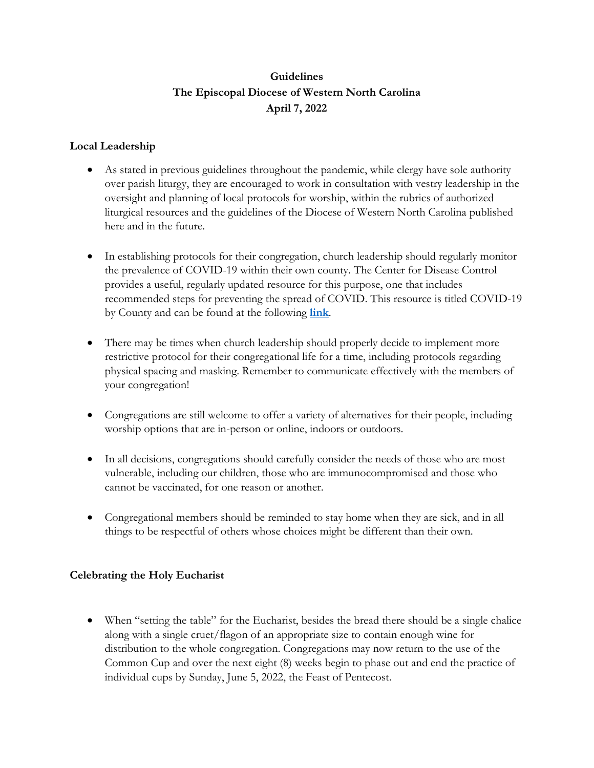**Guidelines**
**The Episcopal Diocese of Western North Carolina**
**April 7, 2022**

## Local Leadership

- As stated in previous guidelines throughout the pandemic, while clergy have sole authority over parish liturgy, they are encouraged to work in consultation with vestry leadership in the oversight and planning of local protocols for worship, within the rubrics of authorized liturgical resources and the guidelines of the Diocese of Western North Carolina published here and in the future.

- In establishing protocols for their congregation, church leadership should regularly monitor the prevalence of COVID-19 within their own county. The Center for Disease Control provides a useful, regularly updated resource for this purpose, one that includes recommended steps for preventing the spread of COVID. This resource is titled COVID-19 by County and can be found at the following **link**.

- There may be times when church leadership should properly decide to implement more restrictive protocol for their congregational life for a time, including protocols regarding physical spacing and masking. Remember to communicate effectively with the members of your congregation!

- Congregations are still welcome to offer a variety of alternatives for their people, including worship options that are in-person or online, indoors or outdoors.

- In all decisions, congregations should carefully consider the needs of those who are most vulnerable, including our children, those who are immunocompromised and those who cannot be vaccinated, for one reason or another.

- Congregational members should be reminded to stay home when they are sick, and in all things to be respectful of others whose choices might be different than their own.

## Celebrating the Holy Eucharist

- When "setting the table" for the Eucharist, besides the bread there should be a single chalice along with a single cruet/flagon of an appropriate size to contain enough wine for distribution to the whole congregation. Congregations may now return to the use of the Common Cup and over the next eight (8) weeks begin to phase out and end the practice of individual cups by Sunday, June 5, 2022, the Feast of Pentecost.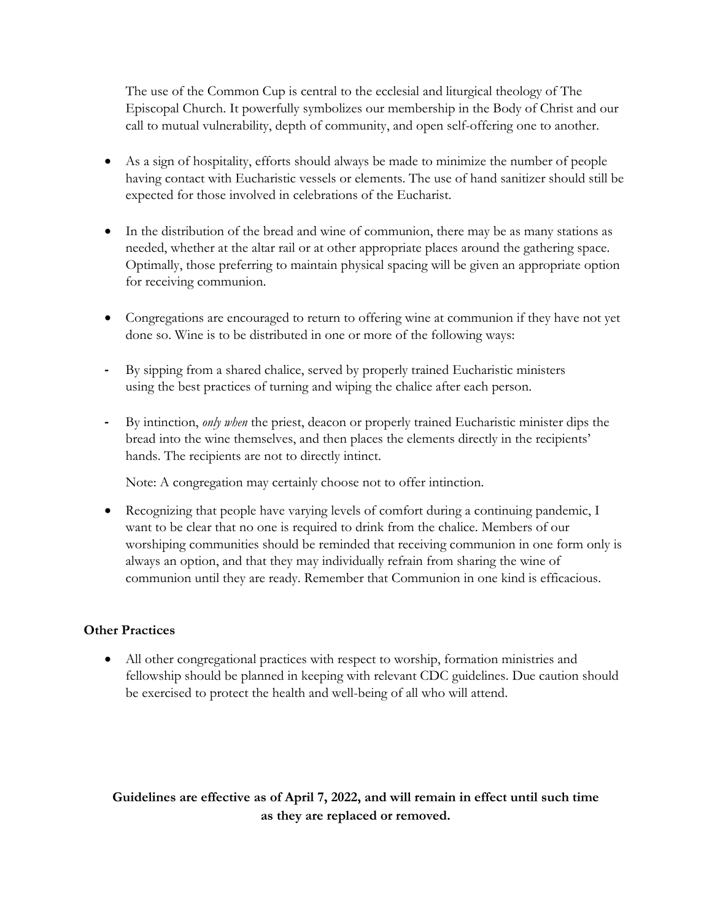The use of the Common Cup is central to the ecclesial and liturgical theology of The Episcopal Church. It powerfully symbolizes our membership in the Body of Christ and our call to mutual vulnerability, depth of community, and open self-offering one to another.

- As a sign of hospitality, efforts should always be made to minimize the number of people having contact with Eucharistic vessels or elements. The use of hand sanitizer should still be expected for those involved in celebrations of the Eucharist.

- In the distribution of the bread and wine of communion, there may be as many stations as needed, whether at the altar rail or at other appropriate places around the gathering space. Optimally, those preferring to maintain physical spacing will be given an appropriate option for receiving communion.

- Congregations are encouraged to return to offering wine at communion if they have not yet done so. Wine is to be distributed in one or more of the following ways:

  - By sipping from a shared chalice, served by properly trained Eucharistic ministers using the best practices of turning and wiping the chalice after each person.

  - By intinction, *only when* the priest, deacon or properly trained Eucharistic minister dips the bread into the wine themselves, and then places the elements directly in the recipients' hands. The recipients are not to directly intinct.

  Note: A congregation may certainly choose not to offer intinction.

- Recognizing that people have varying levels of comfort during a continuing pandemic, I want to be clear that no one is required to drink from the chalice. Members of our worshiping communities should be reminded that receiving communion in one form only is always an option, and that they may individually refrain from sharing the wine of communion until they are ready. Remember that Communion in one kind is efficacious.

**Other Practices**

- All other congregational practices with respect to worship, formation ministries and fellowship should be planned in keeping with relevant CDC guidelines. Due caution should be exercised to protect the health and well-being of all who will attend.

**Guidelines are effective as of April 7, 2022, and will remain in effect until such time as they are replaced or removed.**